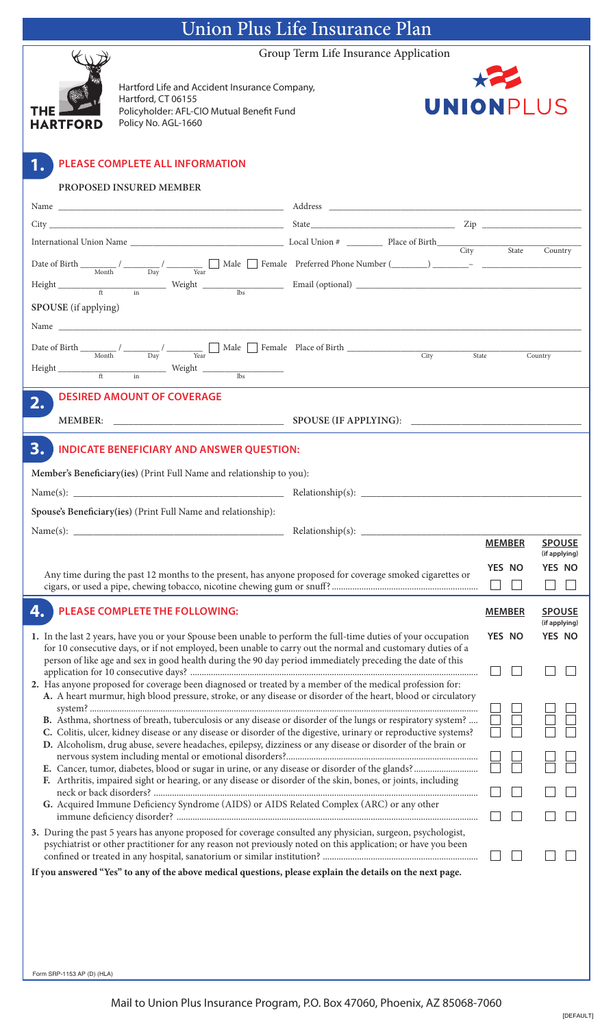# Union Plus Life Insurance Plan

Group Term Life Insurance Application

Hartford Life and Accident Insurance Company,
Hartford, CT 06155
Policyholder: AFL-CIO Mutual Benefit Fund
Policy No. AGL-1660

UNIONPLUS

## 1. PLEASE COMPLETE ALL INFORMATION

**PROPOSED INSURED MEMBER**

Name ______________________ Address ______________________

City ______________________ State ______________ Zip ______________

International Union Name ______________ Local Union # ________ Place of Birth ______________ (City / State / Country)

Date of Birth ____ / ____ / ____ (Month / Day / Year) ☐ Male ☐ Female Preferred Phone Number (_____) _____– ________

Height ____ ft ____ in Weight ____ lbs Email (optional) ______________________

**SPOUSE** (if applying)

Name ______________________

Date of Birth ____ / ____ / ____ (Month / Day / Year) ☐ Male ☐ Female Place of Birth ______________ (City / State / Country)

Height ____ ft ____ in Weight ____ lbs

## 2. DESIRED AMOUNT OF COVERAGE

**MEMBER:** ______________________ **SPOUSE (IF APPLYING):** ______________________

## 3. INDICATE BENEFICIARY AND ANSWER QUESTION:

**Member's Beneficiary(ies)** (Print Full Name and relationship to you):

Name(s): ______________________ Relationship(s): ______________________

**Spouse's Beneficiary(ies)** (Print Full Name and relationship):

Name(s): ______________________ Relationship(s): ______________________

| | MEMBER | | SPOUSE (if applying) | |
|---|---|---|---|---|
| | YES | NO | YES | NO |
| Any time during the past 12 months to the present, has anyone proposed for coverage smoked cigarettes or cigars, or used a pipe, chewing tobacco, nicotine chewing gum or snuff? | ☐ | ☐ | ☐ | ☐ |

## 4. PLEASE COMPLETE THE FOLLOWING:

| | MEMBER | | SPOUSE (if applying) | |
|---|---|---|---|---|
| | YES | NO | YES | NO |
| 1. In the last 2 years, have you or your Spouse been unable to perform the full-time duties of your occupation for 10 consecutive days, or if not employed, been unable to carry out the normal and customary duties of a person of like age and sex in good health during the 90 day period immediately preceding the date of this application for 10 consecutive days? | ☐ | ☐ | ☐ | ☐ |
| 2. Has anyone proposed for coverage been diagnosed or treated by a member of the medical profession for: | | | | |
| A. A heart murmur, high blood pressure, stroke, or any disease or disorder of the heart, blood or circulatory system? | ☐ | ☐ | ☐ | ☐ |
| B. Asthma, shortness of breath, tuberculosis or any disease or disorder of the lungs or respiratory system? | ☐ | ☐ | ☐ | ☐ |
| C. Colitis, ulcer, kidney disease or any disease or disorder of the digestive, urinary or reproductive systems? | ☐ | ☐ | ☐ | ☐ |
| D. Alcoholism, drug abuse, severe headaches, epilepsy, dizziness or any disease or disorder of the brain or nervous system including mental or emotional disorders? | ☐ | ☐ | ☐ | ☐ |
| E. Cancer, tumor, diabetes, blood or sugar in urine, or any disease or disorder of the glands? | ☐ | ☐ | ☐ | ☐ |
| F. Arthritis, impaired sight or hearing, or any disease or disorder of the skin, bones, or joints, including neck or back disorders? | ☐ | ☐ | ☐ | ☐ |
| G. Acquired Immune Deficiency Syndrome (AIDS) or AIDS Related Complex (ARC) or any other immune deficiency disorder? | ☐ | ☐ | ☐ | ☐ |
| 3. During the past 5 years has anyone proposed for coverage consulted any physician, surgeon, psychologist, psychiatrist or other practitioner for any reason not previously noted on this application; or have you been confined or treated in any hospital, sanatorium or similar institution? | ☐ | ☐ | ☐ | ☐ |

**If you answered "Yes" to any of the above medical questions, please explain the details on the next page.**

Form SRP-1153 AP (D) (HLA)

Mail to Union Plus Insurance Program, P.O. Box 47060, Phoenix, AZ 85068-7060

[DEFAULT]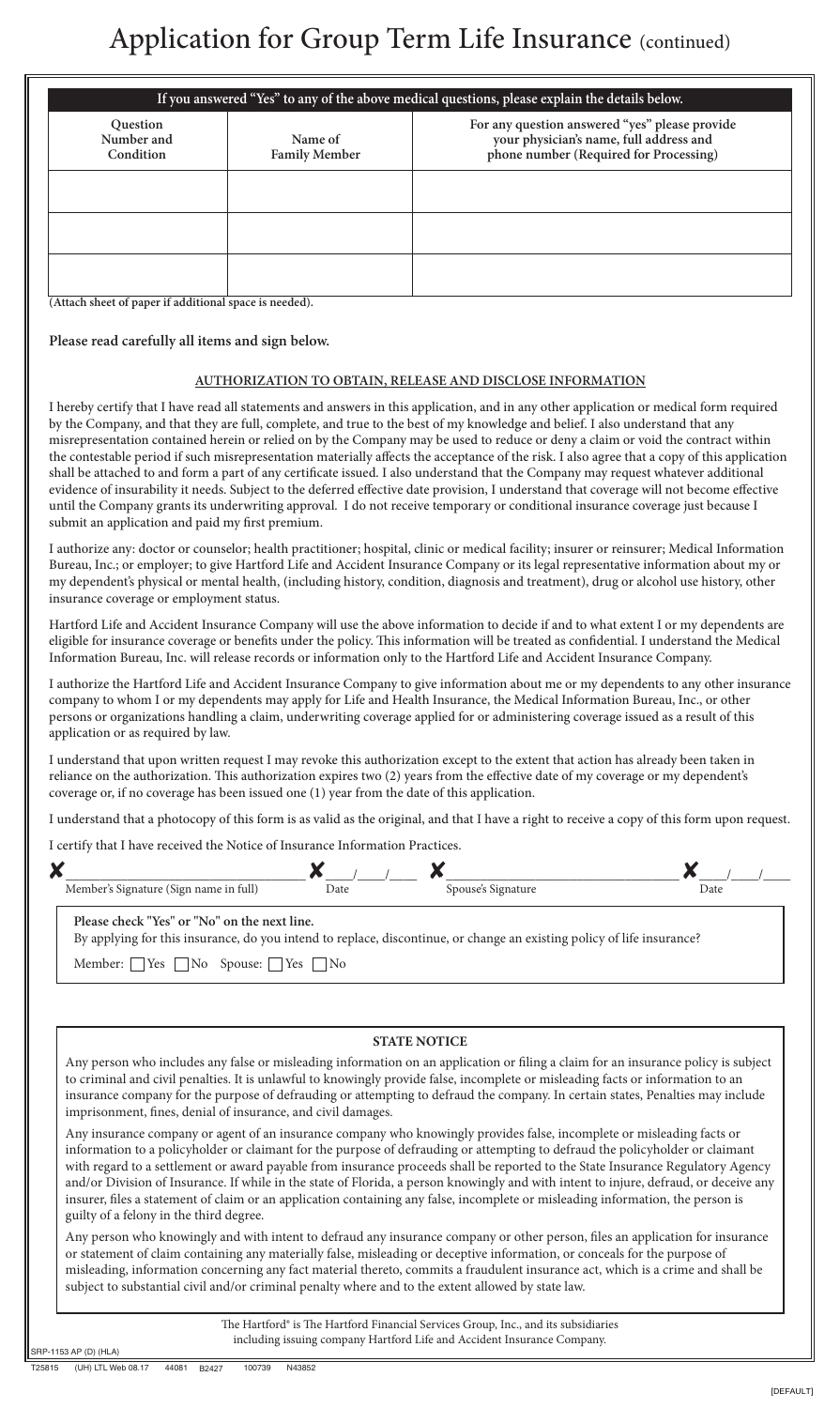# Application for Group Term Life Insurance (continued)

**If you answered "Yes" to any of the above medical questions, please explain the details below.**

| Question Number and Condition | Name of Family Member | For any question answered "yes" please provide your physician's name, full address and phone number (Required for Processing) |
|---|---|---|
| | | |
| | | |
| | | |

**(Attach sheet of paper if additional space is needed).**

**Please read carefully all items and sign below.**

**AUTHORIZATION TO OBTAIN, RELEASE AND DISCLOSE INFORMATION**

I hereby certify that I have read all statements and answers in this application, and in any other application or medical form required by the Company, and that they are full, complete, and true to the best of my knowledge and belief. I also understand that any misrepresentation contained herein or relied on by the Company may be used to reduce or deny a claim or void the contract within the contestable period if such misrepresentation materially affects the acceptance of the risk. I also agree that a copy of this application shall be attached to and form a part of any certificate issued. I also understand that the Company may request whatever additional evidence of insurability it needs. Subject to the deferred effective date provision, I understand that coverage will not become effective until the Company grants its underwriting approval. I do not receive temporary or conditional insurance coverage just because I submit an application and paid my first premium.

I authorize any: doctor or counselor; health practitioner; hospital, clinic or medical facility; insurer or reinsurer; Medical Information Bureau, Inc.; or employer; to give Hartford Life and Accident Insurance Company or its legal representative information about my or my dependent's physical or mental health, (including history, condition, diagnosis and treatment), drug or alcohol use history, other insurance coverage or employment status.

Hartford Life and Accident Insurance Company will use the above information to decide if and to what extent I or my dependents are eligible for insurance coverage or benefits under the policy. This information will be treated as confidential. I understand the Medical Information Bureau, Inc. will release records or information only to the Hartford Life and Accident Insurance Company.

I authorize the Hartford Life and Accident Insurance Company to give information about me or my dependents to any other insurance company to whom I or my dependents may apply for Life and Health Insurance, the Medical Information Bureau, Inc., or other persons or organizations handling a claim, underwriting coverage applied for or administering coverage issued as a result of this application or as required by law.

I understand that upon written request I may revoke this authorization except to the extent that action has already been taken in reliance on the authorization. This authorization expires two (2) years from the effective date of my coverage or my dependent's coverage or, if no coverage has been issued one (1) year from the date of this application.

I understand that a photocopy of this form is as valid as the original, and that I have a right to receive a copy of this form upon request.

I certify that I have received the Notice of Insurance Information Practices.

✘ ______________________________ ✘ ____/____/____ ✘ ______________________________ ✘ ____/____/____

Member's Signature (Sign name in full) | Date | Spouse's Signature | Date

**Please check "Yes" or "No" on the next line.**
By applying for this insurance, do you intend to replace, discontinue, or change an existing policy of life insurance?

Member: ☐ Yes ☐ No Spouse: ☐ Yes ☐ No

**STATE NOTICE**

Any person who includes any false or misleading information on an application or filing a claim for an insurance policy is subject to criminal and civil penalties. It is unlawful to knowingly provide false, incomplete or misleading facts or information to an insurance company for the purpose of defrauding or attempting to defraud the company. In certain states, Penalties may include imprisonment, fines, denial of insurance, and civil damages.

Any insurance company or agent of an insurance company who knowingly provides false, incomplete or misleading facts or information to a policyholder or claimant for the purpose of defrauding or attempting to defraud the policyholder or claimant with regard to a settlement or award payable from insurance proceeds shall be reported to the State Insurance Regulatory Agency and/or Division of Insurance. If while in the state of Florida, a person knowingly and with intent to injure, defraud, or deceive any insurer, files a statement of claim or an application containing any false, incomplete or misleading information, the person is guilty of a felony in the third degree.

Any person who knowingly and with intent to defraud any insurance company or other person, files an application for insurance or statement of claim containing any materially false, misleading or deceptive information, or conceals for the purpose of misleading, information concerning any fact material thereto, commits a fraudulent insurance act, which is a crime and shall be subject to substantial civil and/or criminal penalty where and to the extent allowed by state law.

The Hartford® is The Hartford Financial Services Group, Inc., and its subsidiaries including issuing company Hartford Life and Accident Insurance Company.

SRP-1153 AP (D) (HLA)

T25815 (UH) LTL Web 08.17 44081 B2427 100739 N43852

[DEFAULT]